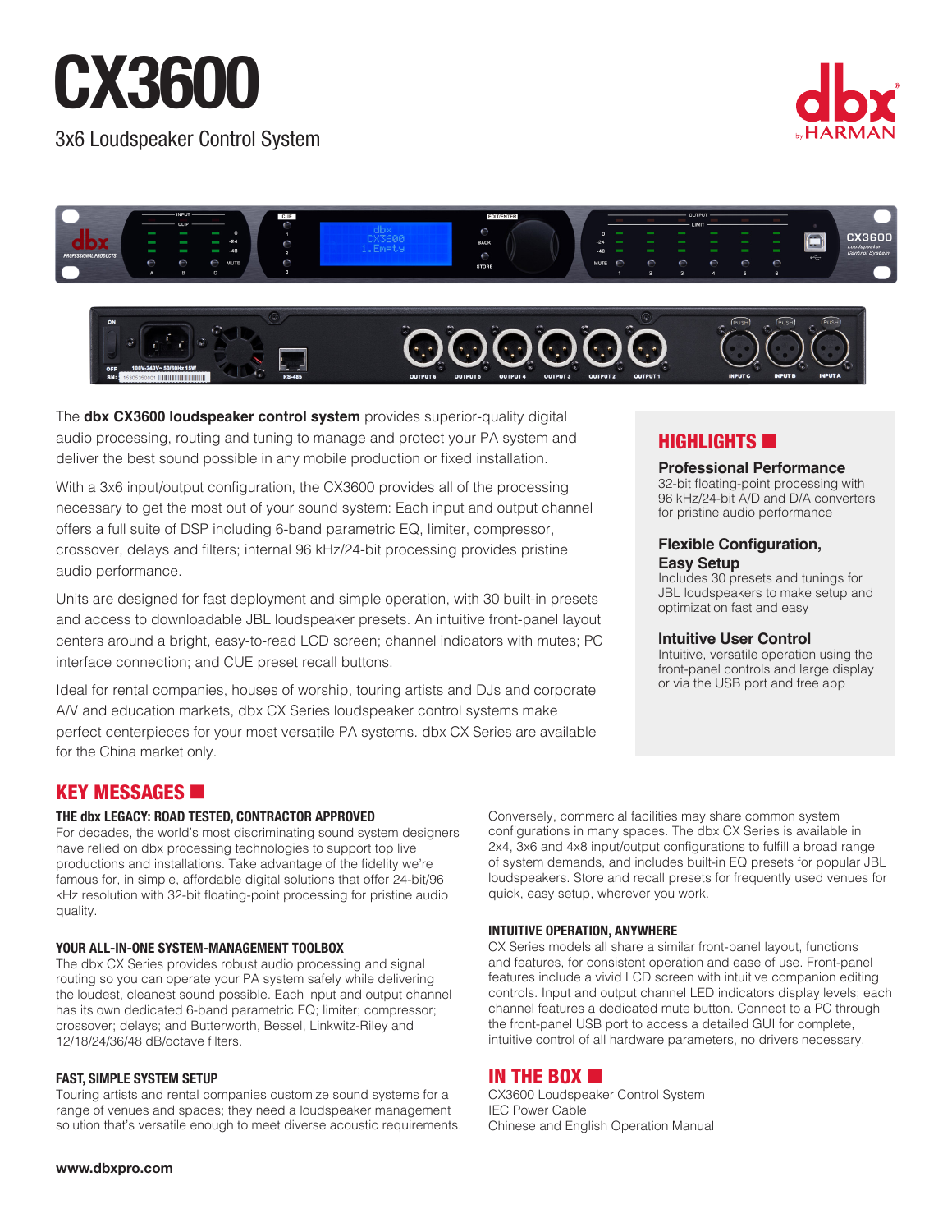# CX3600

3x6 Loudspeaker Control System

The **dbx CX3600 loudspeaker control system** provides superior-quality digital audio processing, routing and tuning to manage and protect your PA system and deliver the best sound possible in any mobile production or fixed installation.

With a 3x6 input/output configuration, the CX3600 provides all of the processing necessary to get the most out of your sound system: Each input and output channel offers a full suite of DSP including 6-band parametric EQ, limiter, compressor, crossover, delays and filters; internal 96 kHz/24-bit processing provides pristine audio performance.

Units are designed for fast deployment and simple operation, with 30 built-in presets and access to downloadable JBL loudspeaker presets. An intuitive front-panel layout centers around a bright, easy-to-read LCD screen; channel indicators with mutes; PC interface connection; and CUE preset recall buttons.

Ideal for rental companies, houses of worship, touring artists and DJs and corporate A/V and education markets, dbx CX Series loudspeaker control systems make perfect centerpieces for your most versatile PA systems. dbx CX Series are available for the China market only.

## HIGHLIGHTS

### Professional Performance

32-bit floating-point processing with 96 kHz/24-bit A/D and D/A converters for pristine audio performance

### Flexible Configuration, Easy Setup

Includes 30 presets and tunings for JBL loudspeakers to make setup and optimization fast and easy

### Intuitive User Control

Intuitive, versatile operation using the front-panel controls and large display or via the USB port and free app

## KEY MESSAGES

### THE dbx LEGACY: ROAD TESTED, CONTRACTOR APPROVED

For decades, the world's most discriminating sound system designers have relied on dbx processing technologies to support top live productions and installations. Take advantage of the fidelity we're famous for, in simple, affordable digital solutions that offer 24-bit/96 kHz resolution with 32-bit floating-point processing for pristine audio quality.

### YOUR ALL-IN-ONE SYSTEM-MANAGEMENT TOOLBOX

The dbx CX Series provides robust audio processing and signal routing so you can operate your PA system safely while delivering the loudest, cleanest sound possible. Each input and output channel has its own dedicated 6-band parametric EQ; limiter; compressor; crossover; delays; and Butterworth, Bessel, Linkwitz-Riley and 12/18/24/36/48 dB/octave filters.

### FAST, SIMPLE SYSTEM SETUP

Touring artists and rental companies customize sound systems for a range of venues and spaces; they need a loudspeaker management solution that's versatile enough to meet diverse acoustic requirements. Conversely, commercial facilities may share common system configurations in many spaces. The dbx CX Series is available in 2x4, 3x6 and 4x8 input/output configurations to fulfill a broad range of system demands, and includes built-in EQ presets for popular JBL loudspeakers. Store and recall presets for frequently used venues for quick, easy setup, wherever you work.

### INTUITIVE OPERATION, ANYWHERE

CX Series models all share a similar front-panel layout, functions and features, for consistent operation and ease of use. Front-panel features include a vivid LCD screen with intuitive companion editing controls. Input and output channel LED indicators display levels; each channel features a dedicated mute button. Connect to a PC through the front-panel USB port to access a detailed GUI for complete, intuitive control of all hardware parameters, no drivers necessary.

## IN THE BOX

CX3600 Loudspeaker Control System
IEC Power Cable
Chinese and English Operation Manual

www.dbxpro.com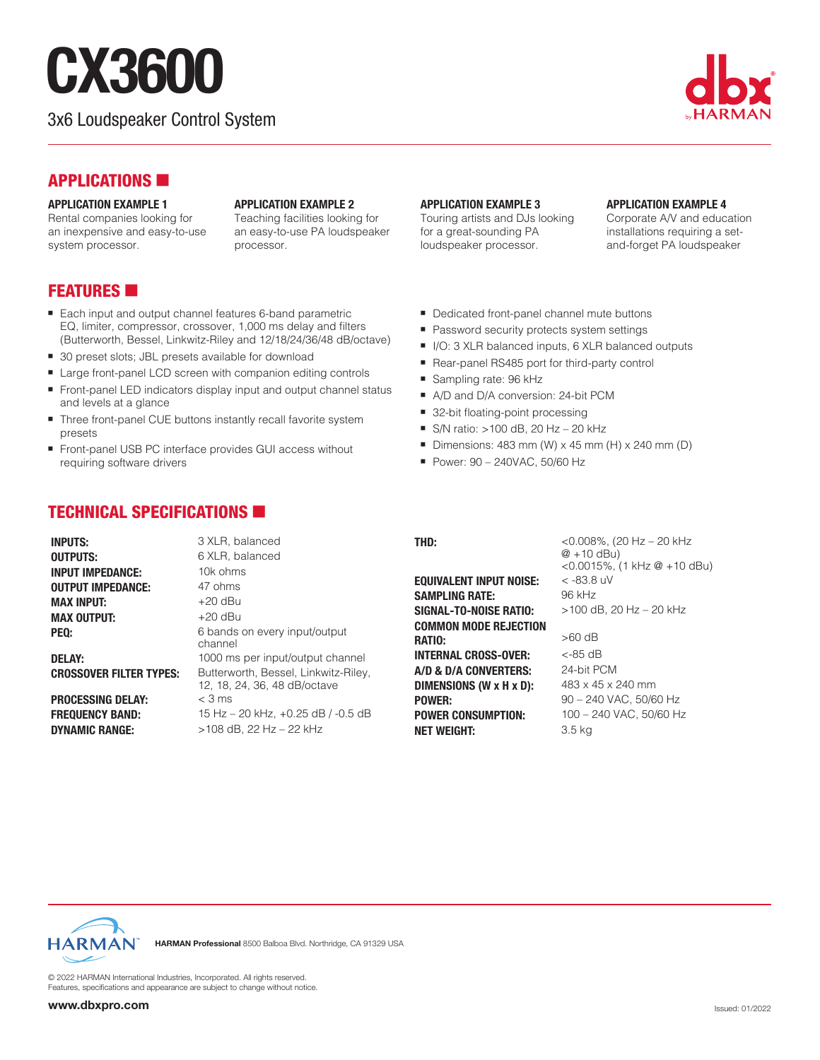# CX3600

3x6 Loudspeaker Control System

## APPLICATIONS

**APPLICATION EXAMPLE 1**
Rental companies looking for an inexpensive and easy-to-use system processor.

**APPLICATION EXAMPLE 2**
Teaching facilities looking for an easy-to-use PA loudspeaker processor.

**APPLICATION EXAMPLE 3**
Touring artists and DJs looking for a great-sounding PA loudspeaker processor.

**APPLICATION EXAMPLE 4**
Corporate A/V and education installations requiring a set-and-forget PA loudspeaker

## FEATURES

- Each input and output channel features 6-band parametric EQ, limiter, compressor, crossover, 1,000 ms delay and filters (Butterworth, Bessel, Linkwitz-Riley and 12/18/24/36/48 dB/octave)
- 30 preset slots; JBL presets available for download
- Large front-panel LCD screen with companion editing controls
- Front-panel LED indicators display input and output channel status and levels at a glance
- Three front-panel CUE buttons instantly recall favorite system presets
- Front-panel USB PC interface provides GUI access without requiring software drivers
- Dedicated front-panel channel mute buttons
- Password security protects system settings
- I/O: 3 XLR balanced inputs, 6 XLR balanced outputs
- Rear-panel RS485 port for third-party control
- Sampling rate: 96 kHz
- A/D and D/A conversion: 24-bit PCM
- 32-bit floating-point processing
- S/N ratio: >100 dB, 20 Hz – 20 kHz
- Dimensions: 483 mm (W) x 45 mm (H) x 240 mm (D)
- Power: 90 – 240VAC, 50/60 Hz

## TECHNICAL SPECIFICATIONS

| | |
|---|---|
| **INPUTS:** | 3 XLR, balanced |
| **OUTPUTS:** | 6 XLR, balanced |
| **INPUT IMPEDANCE:** | 10k ohms |
| **OUTPUT IMPEDANCE:** | 47 ohms |
| **MAX INPUT:** | +20 dBu |
| **MAX OUTPUT:** | +20 dBu |
| **PEQ:** | 6 bands on every input/output channel |
| **DELAY:** | 1000 ms per input/output channel |
| **CROSSOVER FILTER TYPES:** | Butterworth, Bessel, Linkwitz-Riley, 12, 18, 24, 36, 48 dB/octave |
| **PROCESSING DELAY:** | < 3 ms |
| **FREQUENCY BAND:** | 15 Hz – 20 kHz, +0.25 dB / -0.5 dB |
| **DYNAMIC RANGE:** | >108 dB, 22 Hz – 22 kHz |
| **THD:** | <0.008%, (20 Hz – 20 kHz @ +10 dBu) <0.0015%, (1 kHz @ +10 dBu) |
| **EQUIVALENT INPUT NOISE:** | < -83.8 uV |
| **SAMPLING RATE:** | 96 kHz |
| **SIGNAL-TO-NOISE RATIO:** | >100 dB, 20 Hz – 20 kHz |
| **COMMON MODE REJECTION RATIO:** | >60 dB |
| **INTERNAL CROSS-OVER:** | <-85 dB |
| **A/D & D/A CONVERTERS:** | 24-bit PCM |
| **DIMENSIONS (W x H x D):** | 483 x 45 x 240 mm |
| **POWER:** | 90 – 240 VAC, 50/60 Hz |
| **POWER CONSUMPTION:** | 100 – 240 VAC, 50/60 Hz |
| **NET WEIGHT:** | 3.5 kg |

**HARMAN Professional** 8500 Balboa Blvd. Northridge, CA 91329 USA

© 2022 HARMAN International Industries, Incorporated. All rights reserved.
Features, specifications and appearance are subject to change without notice.

**www.dbxpro.com**

Issued: 01/2022